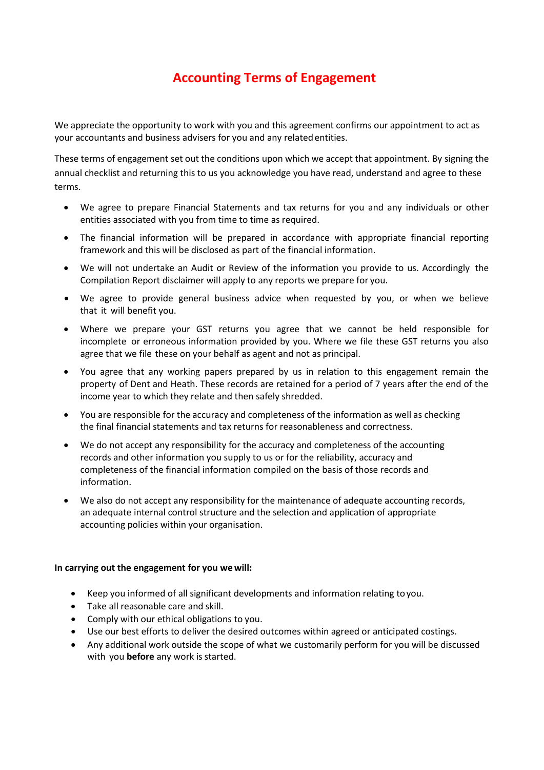# Accounting Terms of Engagement

We appreciate the opportunity to work with you and this agreement confirms our appointment to act as your accountants and business advisers for you and any related entities.

These terms of engagement set out the conditions upon which we accept that appointment. By signing the annual checklist and returning this to us you acknowledge you have read, understand and agree to these terms.

- We agree to prepare Financial Statements and tax returns for you and any individuals or other entities associated with you from time to time as required.
- The financial information will be prepared in accordance with appropriate financial reporting framework and this will be disclosed as part of the financial information.
- We will not undertake an Audit or Review of the information you provide to us. Accordingly the Compilation Report disclaimer will apply to any reports we prepare for you.
- We agree to provide general business advice when requested by you, or when we believe that it will benefit you.
- Where we prepare your GST returns you agree that we cannot be held responsible for incomplete or erroneous information provided by you. Where we file these GST returns you also agree that we file these on your behalf as agent and not as principal.
- You agree that any working papers prepared by us in relation to this engagement remain the property of Dent and Heath. These records are retained for a period of 7 years after the end of the income year to which they relate and then safely shredded.
- You are responsible for the accuracy and completeness of the information as well as checking the final financial statements and tax returns for reasonableness and correctness.
- We do not accept any responsibility for the accuracy and completeness of the accounting records and other information you supply to us or for the reliability, accuracy and completeness of the financial information compiled on the basis of those records and information.
- We also do not accept any responsibility for the maintenance of adequate accounting records, an adequate internal control structure and the selection and application of appropriate accounting policies within your organisation.

**In carrying out the engagement for you we will:**

- Keep you informed of all significant developments and information relating to you.
- Take all reasonable care and skill.
- Comply with our ethical obligations to you.
- Use our best efforts to deliver the desired outcomes within agreed or anticipated costings.
- Any additional work outside the scope of what we customarily perform for you will be discussed with you **before** any work is started.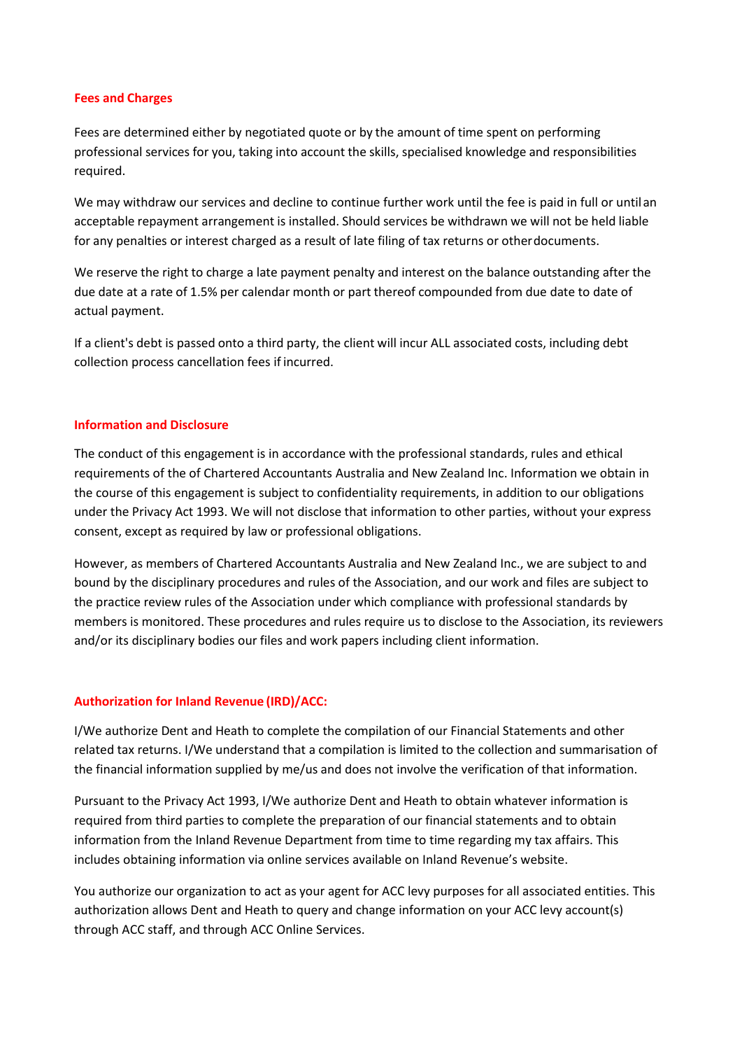### Fees and Charges

Fees are determined either by negotiated quote or by the amount of time spent on performing professional services for you, taking into account the skills, specialised knowledge and responsibilities required.

We may withdraw our services and decline to continue further work until the fee is paid in full or until an acceptable repayment arrangement is installed. Should services be withdrawn we will not be held liable for any penalties or interest charged as a result of late filing of tax returns or other documents.

We reserve the right to charge a late payment penalty and interest on the balance outstanding after the due date at a rate of 1.5% per calendar month or part thereof compounded from due date to date of actual payment.

If a client's debt is passed onto a third party, the client will incur ALL associated costs, including debt collection process cancellation fees if incurred.

### Information and Disclosure

The conduct of this engagement is in accordance with the professional standards, rules and ethical requirements of the of Chartered Accountants Australia and New Zealand Inc. Information we obtain in the course of this engagement is subject to confidentiality requirements, in addition to our obligations under the Privacy Act 1993. We will not disclose that information to other parties, without your express consent, except as required by law or professional obligations.

However, as members of Chartered Accountants Australia and New Zealand Inc., we are subject to and bound by the disciplinary procedures and rules of the Association, and our work and files are subject to the practice review rules of the Association under which compliance with professional standards by members is monitored. These procedures and rules require us to disclose to the Association, its reviewers and/or its disciplinary bodies our files and work papers including client information.

### Authorization for Inland Revenue (IRD)/ACC:

I/We authorize Dent and Heath to complete the compilation of our Financial Statements and other related tax returns. I/We understand that a compilation is limited to the collection and summarisation of the financial information supplied by me/us and does not involve the verification of that information.

Pursuant to the Privacy Act 1993, I/We authorize Dent and Heath to obtain whatever information is required from third parties to complete the preparation of our financial statements and to obtain information from the Inland Revenue Department from time to time regarding my tax affairs. This includes obtaining information via online services available on Inland Revenue's website.

You authorize our organization to act as your agent for ACC levy purposes for all associated entities. This authorization allows Dent and Heath to query and change information on your ACC levy account(s) through ACC staff, and through ACC Online Services.